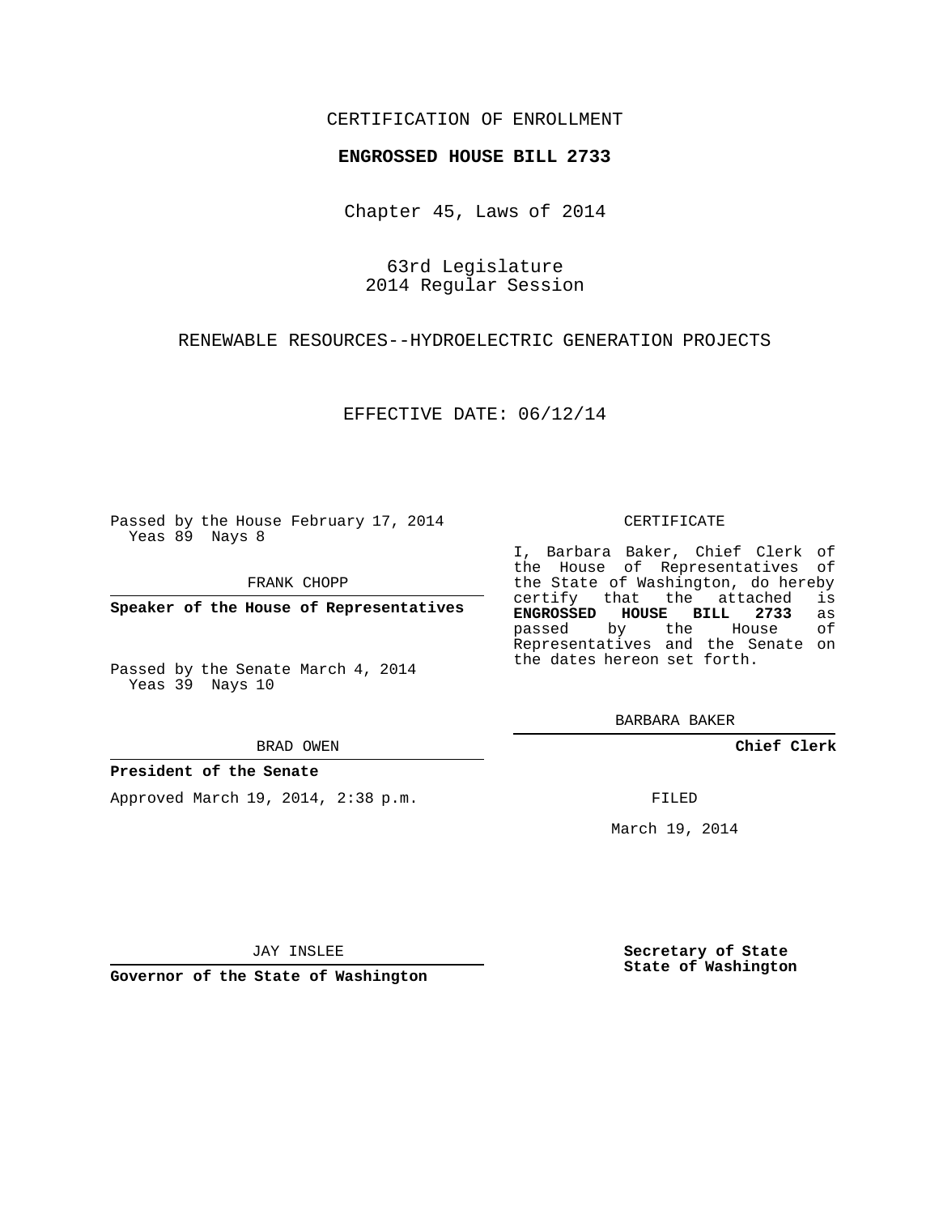CERTIFICATION OF ENROLLMENT

**ENGROSSED HOUSE BILL 2733**

Chapter 45, Laws of 2014

63rd Legislature
2014 Regular Session

RENEWABLE RESOURCES--HYDROELECTRIC GENERATION PROJECTS

EFFECTIVE DATE: 06/12/14

Passed by the House February 17, 2014
Yeas 89 Nays 8

FRANK CHOPP

**Speaker of the House of Representatives**

Passed by the Senate March 4, 2014
Yeas 39 Nays 10

BRAD OWEN

**President of the Senate**

Approved March 19, 2014, 2:38 p.m.

JAY INSLEE

**Governor of the State of Washington**

CERTIFICATE

I, Barbara Baker, Chief Clerk of the House of Representatives of the State of Washington, do hereby certify that the attached is **ENGROSSED HOUSE BILL 2733** as passed by the House of Representatives and the Senate on the dates hereon set forth.

BARBARA BAKER

**Chief Clerk**

FILED

March 19, 2014

**Secretary of State**
**State of Washington**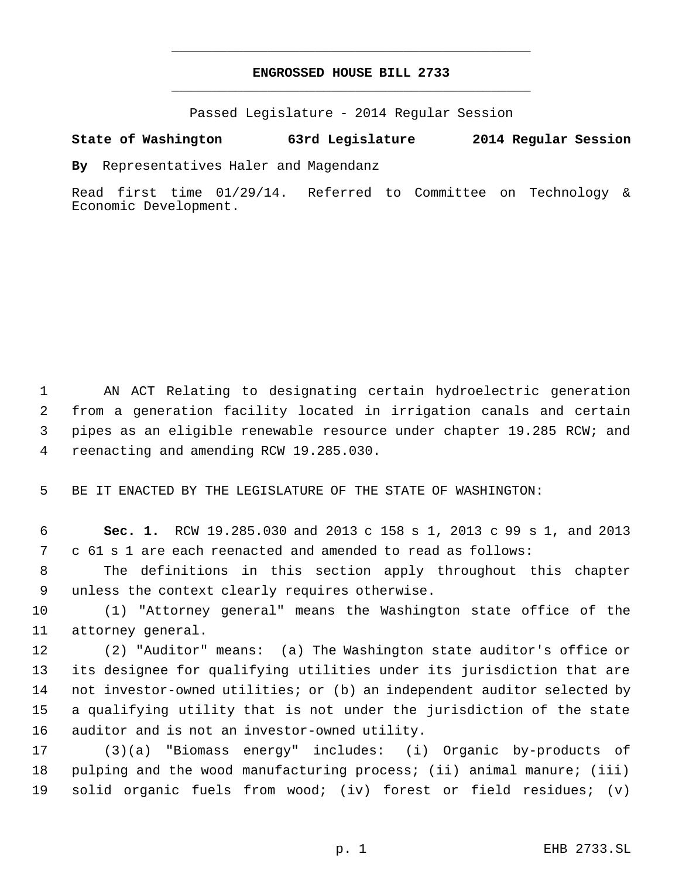# ENGROSSED HOUSE BILL 2733

Passed Legislature - 2014 Regular Session

**State of Washington 63rd Legislature 2014 Regular Session**

**By** Representatives Haler and Magendanz

Read first time 01/29/14. Referred to Committee on Technology & Economic Development.

AN ACT Relating to designating certain hydroelectric generation from a generation facility located in irrigation canals and certain pipes as an eligible renewable resource under chapter 19.285 RCW; and reenacting and amending RCW 19.285.030.

BE IT ENACTED BY THE LEGISLATURE OF THE STATE OF WASHINGTON:

**Sec. 1.** RCW 19.285.030 and 2013 c 158 s 1, 2013 c 99 s 1, and 2013 c 61 s 1 are each reenacted and amended to read as follows:

The definitions in this section apply throughout this chapter unless the context clearly requires otherwise.

(1) "Attorney general" means the Washington state office of the attorney general.

(2) "Auditor" means: (a) The Washington state auditor's office or its designee for qualifying utilities under its jurisdiction that are not investor-owned utilities; or (b) an independent auditor selected by a qualifying utility that is not under the jurisdiction of the state auditor and is not an investor-owned utility.

(3)(a) "Biomass energy" includes: (i) Organic by-products of pulping and the wood manufacturing process; (ii) animal manure; (iii) solid organic fuels from wood; (iv) forest or field residues; (v)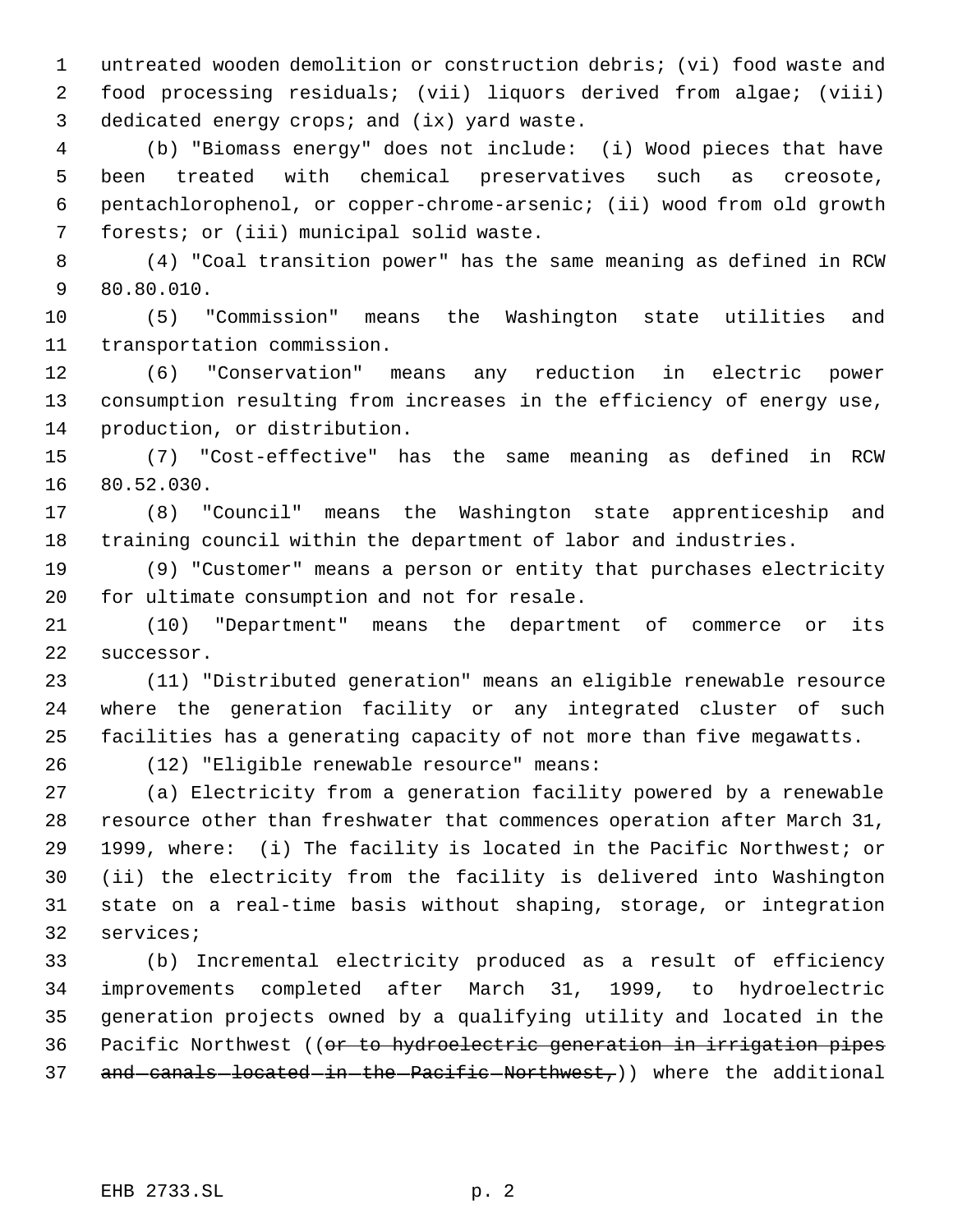untreated wooden demolition or construction debris; (vi) food waste and food processing residuals; (vii) liquors derived from algae; (viii) dedicated energy crops; and (ix) yard waste.

(b) "Biomass energy" does not include: (i) Wood pieces that have been treated with chemical preservatives such as creosote, pentachlorophenol, or copper-chrome-arsenic; (ii) wood from old growth forests; or (iii) municipal solid waste.

(4) "Coal transition power" has the same meaning as defined in RCW 80.80.010.

(5) "Commission" means the Washington state utilities and transportation commission.

(6) "Conservation" means any reduction in electric power consumption resulting from increases in the efficiency of energy use, production, or distribution.

(7) "Cost-effective" has the same meaning as defined in RCW 80.52.030.

(8) "Council" means the Washington state apprenticeship and training council within the department of labor and industries.

(9) "Customer" means a person or entity that purchases electricity for ultimate consumption and not for resale.

(10) "Department" means the department of commerce or its successor.

(11) "Distributed generation" means an eligible renewable resource where the generation facility or any integrated cluster of such facilities has a generating capacity of not more than five megawatts.

(12) "Eligible renewable resource" means:

(a) Electricity from a generation facility powered by a renewable resource other than freshwater that commences operation after March 31, 1999, where: (i) The facility is located in the Pacific Northwest; or (ii) the electricity from the facility is delivered into Washington state on a real-time basis without shaping, storage, or integration services;

(b) Incremental electricity produced as a result of efficiency improvements completed after March 31, 1999, to hydroelectric generation projects owned by a qualifying utility and located in the Pacific Northwest ((~~or to hydroelectric generation in irrigation pipes and canals located in the Pacific Northwest,~~)) where the additional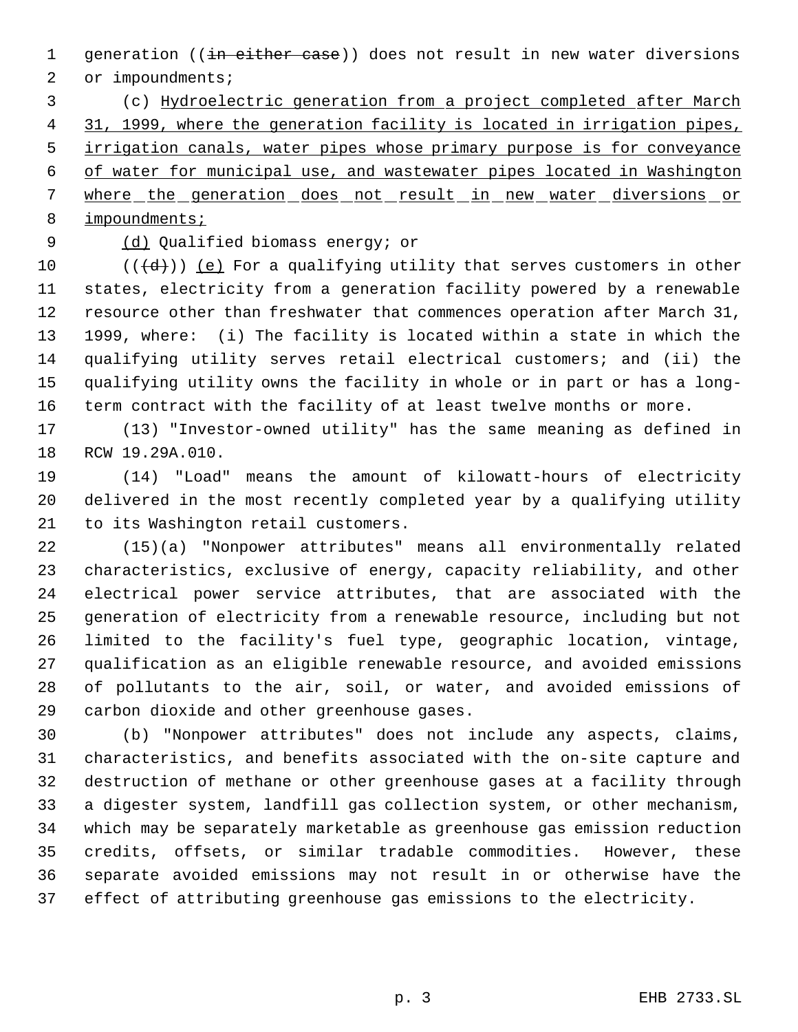generation ((~~in either case~~)) does not result in new water diversions or impoundments;

(c) <u>Hydroelectric generation from a project completed after March 31, 1999, where the generation facility is located in irrigation pipes, irrigation canals, water pipes whose primary purpose is for conveyance of water for municipal use, and wastewater pipes located in Washington where the generation does not result in new water diversions or impoundments;</u>

<u>(d)</u> Qualified biomass energy; or

((~~(d)~~)) <u>(e)</u> For a qualifying utility that serves customers in other states, electricity from a generation facility powered by a renewable resource other than freshwater that commences operation after March 31, 1999, where: (i) The facility is located within a state in which the qualifying utility serves retail electrical customers; and (ii) the qualifying utility owns the facility in whole or in part or has a long-term contract with the facility of at least twelve months or more.

(13) "Investor-owned utility" has the same meaning as defined in RCW 19.29A.010.

(14) "Load" means the amount of kilowatt-hours of electricity delivered in the most recently completed year by a qualifying utility to its Washington retail customers.

(15)(a) "Nonpower attributes" means all environmentally related characteristics, exclusive of energy, capacity reliability, and other electrical power service attributes, that are associated with the generation of electricity from a renewable resource, including but not limited to the facility's fuel type, geographic location, vintage, qualification as an eligible renewable resource, and avoided emissions of pollutants to the air, soil, or water, and avoided emissions of carbon dioxide and other greenhouse gases.

(b) "Nonpower attributes" does not include any aspects, claims, characteristics, and benefits associated with the on-site capture and destruction of methane or other greenhouse gases at a facility through a digester system, landfill gas collection system, or other mechanism, which may be separately marketable as greenhouse gas emission reduction credits, offsets, or similar tradable commodities. However, these separate avoided emissions may not result in or otherwise have the effect of attributing greenhouse gas emissions to the electricity.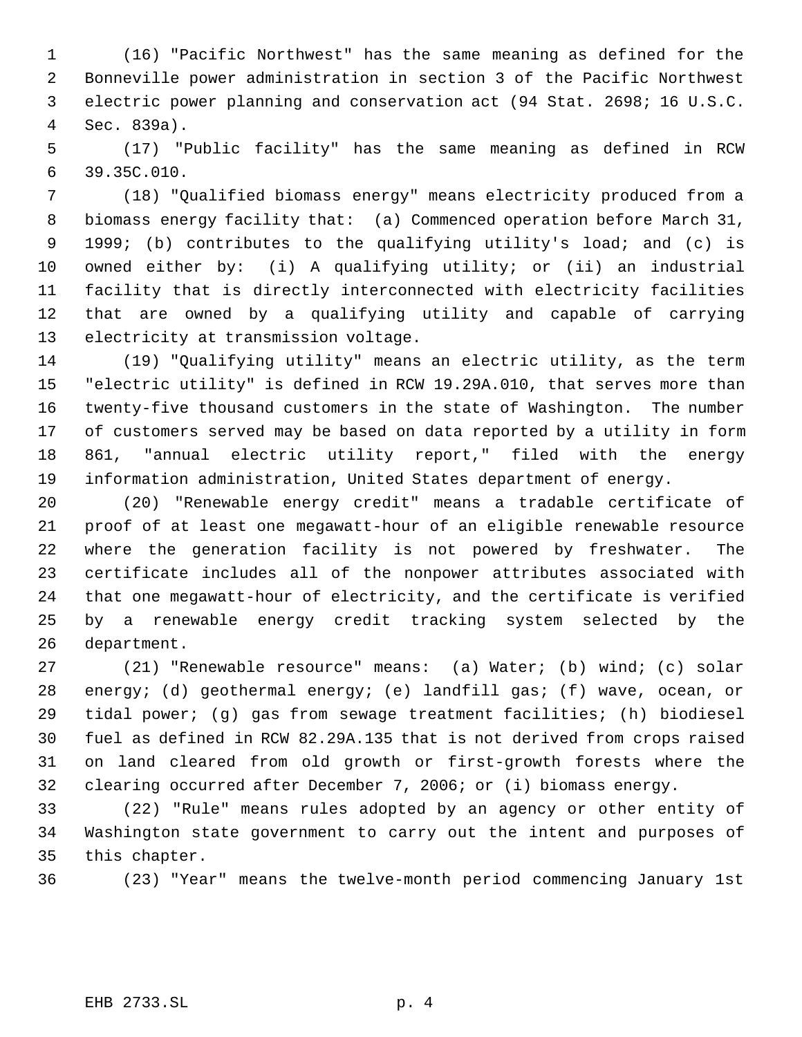(16) "Pacific Northwest" has the same meaning as defined for the Bonneville power administration in section 3 of the Pacific Northwest electric power planning and conservation act (94 Stat. 2698; 16 U.S.C. Sec. 839a).

(17) "Public facility" has the same meaning as defined in RCW 39.35C.010.

(18) "Qualified biomass energy" means electricity produced from a biomass energy facility that: (a) Commenced operation before March 31, 1999; (b) contributes to the qualifying utility's load; and (c) is owned either by: (i) A qualifying utility; or (ii) an industrial facility that is directly interconnected with electricity facilities that are owned by a qualifying utility and capable of carrying electricity at transmission voltage.

(19) "Qualifying utility" means an electric utility, as the term "electric utility" is defined in RCW 19.29A.010, that serves more than twenty-five thousand customers in the state of Washington. The number of customers served may be based on data reported by a utility in form 861, "annual electric utility report," filed with the energy information administration, United States department of energy.

(20) "Renewable energy credit" means a tradable certificate of proof of at least one megawatt-hour of an eligible renewable resource where the generation facility is not powered by freshwater. The certificate includes all of the nonpower attributes associated with that one megawatt-hour of electricity, and the certificate is verified by a renewable energy credit tracking system selected by the department.

(21) "Renewable resource" means: (a) Water; (b) wind; (c) solar energy; (d) geothermal energy; (e) landfill gas; (f) wave, ocean, or tidal power; (g) gas from sewage treatment facilities; (h) biodiesel fuel as defined in RCW 82.29A.135 that is not derived from crops raised on land cleared from old growth or first-growth forests where the clearing occurred after December 7, 2006; or (i) biomass energy.

(22) "Rule" means rules adopted by an agency or other entity of Washington state government to carry out the intent and purposes of this chapter.

(23) "Year" means the twelve-month period commencing January 1st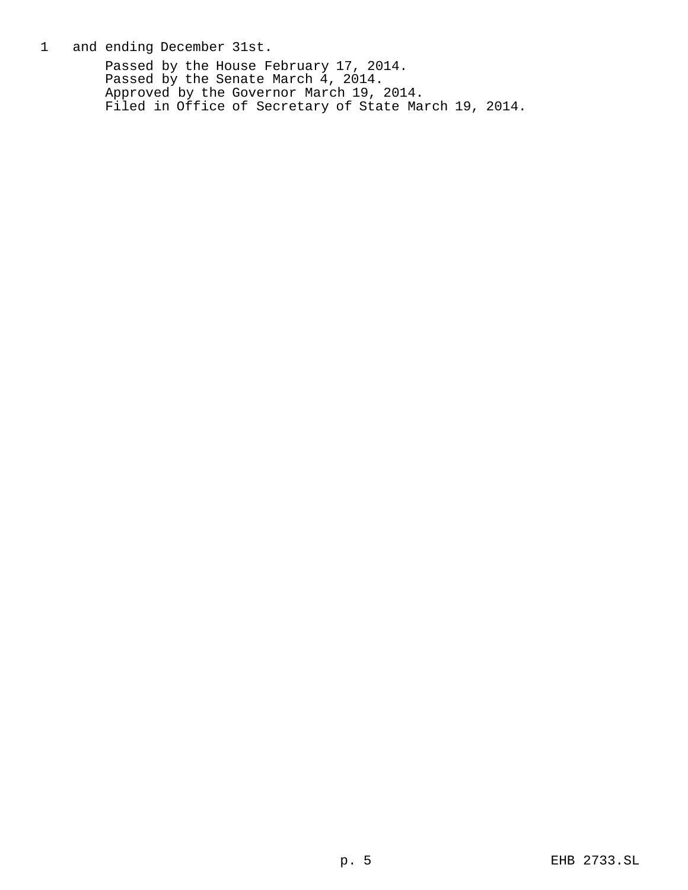and ending December 31st.

Passed by the House February 17, 2014.
Passed by the Senate March 4, 2014.
Approved by the Governor March 19, 2014.
Filed in Office of Secretary of State March 19, 2014.